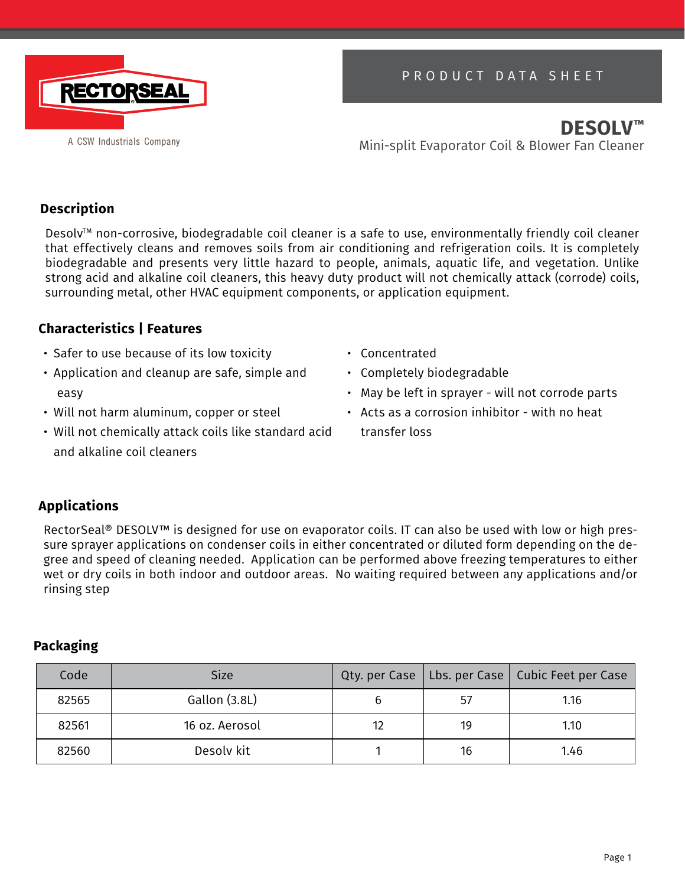RECTORSEAL

A CSW Industrials Company

PRODUCT DATA SHEET

# DESOLV™

Mini-split Evaporator Coil & Blower Fan Cleaner

## Description

Desolv™ non-corrosive, biodegradable coil cleaner is a safe to use, environmentally friendly coil cleaner that effectively cleans and removes soils from air conditioning and refrigeration coils. It is completely biodegradable and presents very little hazard to people, animals, aquatic life, and vegetation. Unlike strong acid and alkaline coil cleaners, this heavy duty product will not chemically attack (corrode) coils, surrounding metal, other HVAC equipment components, or application equipment.

## Characteristics | Features

- Safer to use because of its low toxicity
- Application and cleanup are safe, simple and easy
- Will not harm aluminum, copper or steel
- Will not chemically attack coils like standard acid and alkaline coil cleaners
- Concentrated
- Completely biodegradable
- May be left in sprayer - will not corrode parts
- Acts as a corrosion inhibitor - with no heat transfer loss

## Applications

RectorSeal® DESOLV™ is designed for use on evaporator coils. IT can also be used with low or high pressure sprayer applications on condenser coils in either concentrated or diluted form depending on the degree and speed of cleaning needed. Application can be performed above freezing temperatures to either wet or dry coils in both indoor and outdoor areas. No waiting required between any applications and/or rinsing step

## Packaging

| Code | Size | Qty. per Case | Lbs. per Case | Cubic Feet per Case |
|---|---|---|---|---|
| 82565 | Gallon (3.8L) | 6 | 57 | 1.16 |
| 82561 | 16 oz. Aerosol | 12 | 19 | 1.10 |
| 82560 | Desolv kit | 1 | 16 | 1.46 |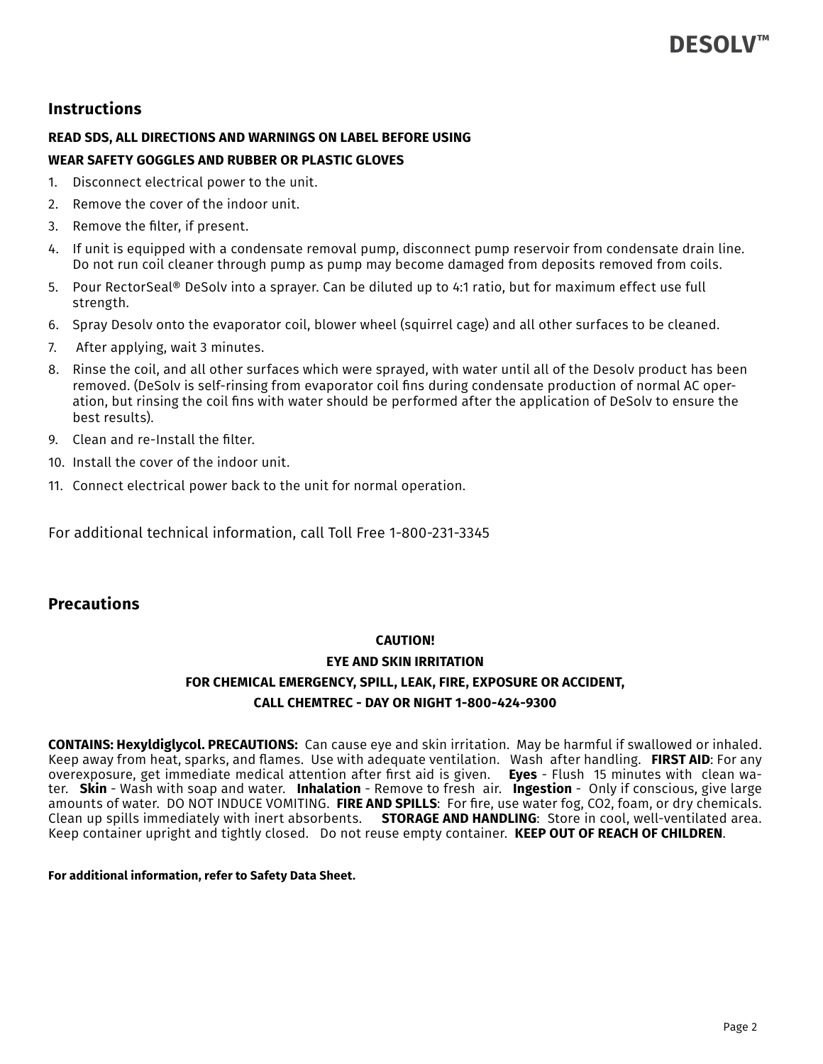## Instructions

**READ SDS, ALL DIRECTIONS AND WARNINGS ON LABEL BEFORE USING**

**WEAR SAFETY GOGGLES AND RUBBER OR PLASTIC GLOVES**

1. Disconnect electrical power to the unit.
2. Remove the cover of the indoor unit.
3. Remove the filter, if present.
4. If unit is equipped with a condensate removal pump, disconnect pump reservoir from condensate drain line. Do not run coil cleaner through pump as pump may become damaged from deposits removed from coils.
5. Pour RectorSeal® DeSolv into a sprayer. Can be diluted up to 4:1 ratio, but for maximum effect use full strength.
6. Spray Desolv onto the evaporator coil, blower wheel (squirrel cage) and all other surfaces to be cleaned.
7. After applying, wait 3 minutes.
8. Rinse the coil, and all other surfaces which were sprayed, with water until all of the Desolv product has been removed. (DeSolv is self-rinsing from evaporator coil fins during condensate production of normal AC operation, but rinsing the coil fins with water should be performed after the application of DeSolv to ensure the best results).
9. Clean and re-Install the filter.
10. Install the cover of the indoor unit.
11. Connect electrical power back to the unit for normal operation.

For additional technical information, call Toll Free 1-800-231-3345

## Precautions

**CAUTION!**

**EYE AND SKIN IRRITATION**

**FOR CHEMICAL EMERGENCY, SPILL, LEAK, FIRE, EXPOSURE OR ACCIDENT,**

**CALL CHEMTREC - DAY OR NIGHT 1-800-424-9300**

**CONTAINS: Hexyldiglycol. PRECAUTIONS:** Can cause eye and skin irritation. May be harmful if swallowed or inhaled. Keep away from heat, sparks, and flames. Use with adequate ventilation. Wash after handling. **FIRST AID**: For any overexposure, get immediate medical attention after first aid is given. **Eyes** - Flush 15 minutes with clean water. **Skin** - Wash with soap and water. **Inhalation** - Remove to fresh air. **Ingestion** - Only if conscious, give large amounts of water. DO NOT INDUCE VOMITING. **FIRE AND SPILLS**: For fire, use water fog, $CO_2$, foam, or dry chemicals. Clean up spills immediately with inert absorbents. **STORAGE AND HANDLING**: Store in cool, well-ventilated area. Keep container upright and tightly closed. Do not reuse empty container. **KEEP OUT OF REACH OF CHILDREN**.

**For additional information, refer to Safety Data Sheet.**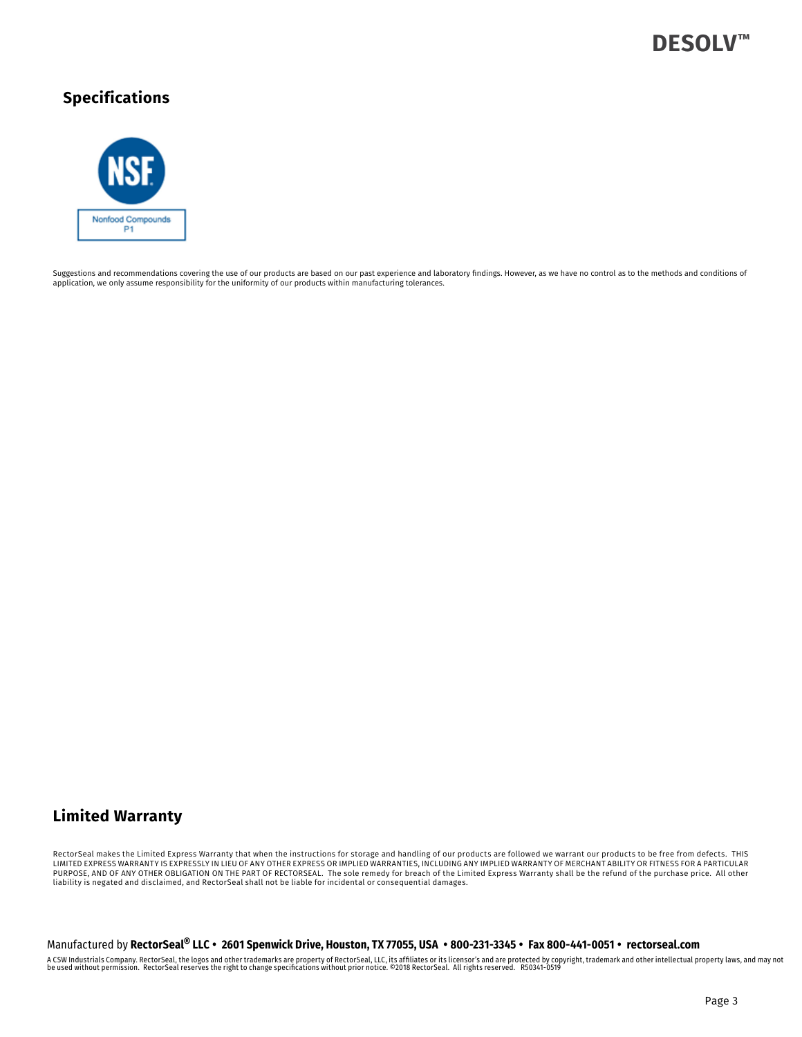## Specifications

NSF

Nonfood Compounds
P1

Suggestions and recommendations covering the use of our products are based on our past experience and laboratory findings. However, as we have no control as to the methods and conditions of application, we only assume responsibility for the uniformity of our products within manufacturing tolerances.

## Limited Warranty

RectorSeal makes the Limited Express Warranty that when the instructions for storage and handling of our products are followed we warrant our products to be free from defects. THIS LIMITED EXPRESS WARRANTY IS EXPRESSLY IN LIEU OF ANY OTHER EXPRESS OR IMPLIED WARRANTIES, INCLUDING ANY IMPLIED WARRANTY OF MERCHANT ABILITY OR FITNESS FOR A PARTICULAR PURPOSE, AND OF ANY OTHER OBLIGATION ON THE PART OF RECTORSEAL. The sole remedy for breach of the Limited Express Warranty shall be the refund of the purchase price. All other liability is negated and disclaimed, and RectorSeal shall not be liable for incidental or consequential damages.

Manufactured by **RectorSeal® LLC • 2601 Spenwick Drive, Houston, TX 77055, USA • 800-231-3345 • Fax 800-441-0051 • rectorseal.com**

A CSW Industrials Company. RectorSeal, the logos and other trademarks are property of RectorSeal, LLC, its affiliates or its licensor's and are protected by copyright, trademark and other intellectual property laws, and may not be used without permission. RectorSeal reserves the right to change specifications without prior notice. ©2018 RectorSeal. All rights reserved. R50341-0519